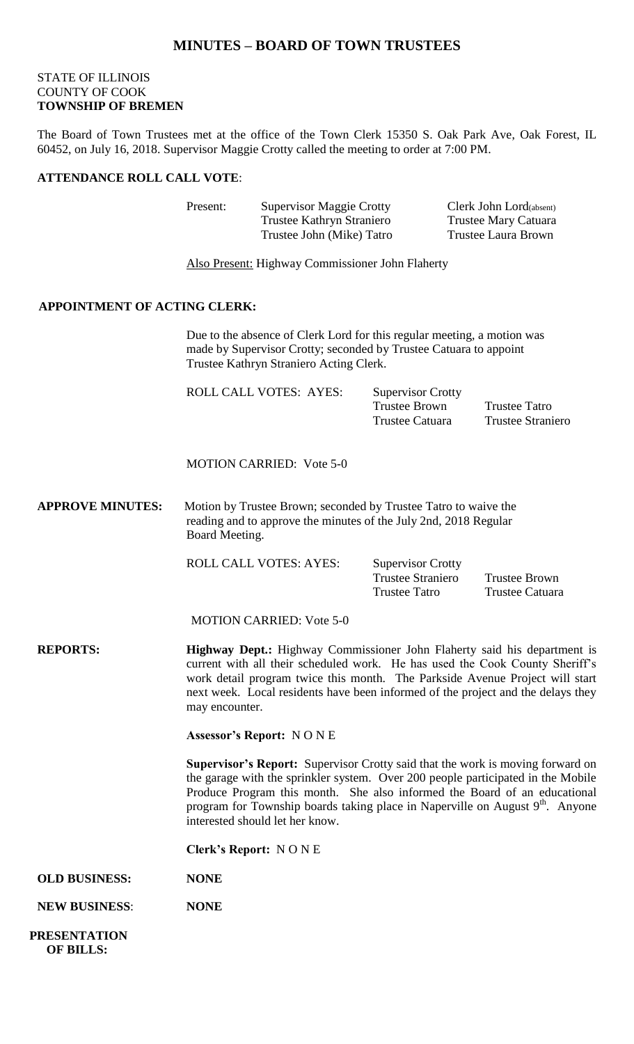# MINUTES – BOARD OF TOWN TRUSTEES

STATE OF ILLINOIS
COUNTY OF COOK
**TOWNSHIP OF BREMEN**

The Board of Town Trustees met at the office of the Town Clerk 15350 S. Oak Park Ave, Oak Forest, IL 60452, on July 16, 2018. Supervisor Maggie Crotty called the meeting to order at 7:00 PM.

**ATTENDANCE ROLL CALL VOTE**:

| Present: | Supervisor Maggie Crotty | Clerk John Lord(absent) |
|---|---|---|
| | Trustee Kathryn Straniero | Trustee Mary Catuara |
| | Trustee John (Mike) Tatro | Trustee Laura Brown |

Also Present: Highway Commissioner John Flaherty

**APPOINTMENT OF ACTING CLERK:**

Due to the absence of Clerk Lord for this regular meeting, a motion was made by Supervisor Crotty; seconded by Trustee Catuara to appoint Trustee Kathryn Straniero Acting Clerk.

| ROLL CALL VOTES: AYES: | Supervisor Crotty | |
|---|---|---|
| | Trustee Brown | Trustee Tatro |
| | Trustee Catuara | Trustee Straniero |

MOTION CARRIED: Vote 5-0

**APPROVE MINUTES:** Motion by Trustee Brown; seconded by Trustee Tatro to waive the reading and to approve the minutes of the July 2nd, 2018 Regular Board Meeting.

| ROLL CALL VOTES: AYES: | Supervisor Crotty | |
|---|---|---|
| | Trustee Straniero | Trustee Brown |
| | Trustee Tatro | Trustee Catuara |

MOTION CARRIED: Vote 5-0

**REPORTS:** **Highway Dept.:** Highway Commissioner John Flaherty said his department is current with all their scheduled work. He has used the Cook County Sheriff's work detail program twice this month. The Parkside Avenue Project will start next week. Local residents have been informed of the project and the delays they may encounter.

**Assessor's Report:** N O N E

**Supervisor's Report:** Supervisor Crotty said that the work is moving forward on the garage with the sprinkler system. Over 200 people participated in the Mobile Produce Program this month. She also informed the Board of an educational program for Township boards taking place in Naperville on August 9th. Anyone interested should let her know.

**Clerk's Report:** N O N E

**OLD BUSINESS:** **NONE**

**NEW BUSINESS**: **NONE**

**PRESENTATION OF BILLS:**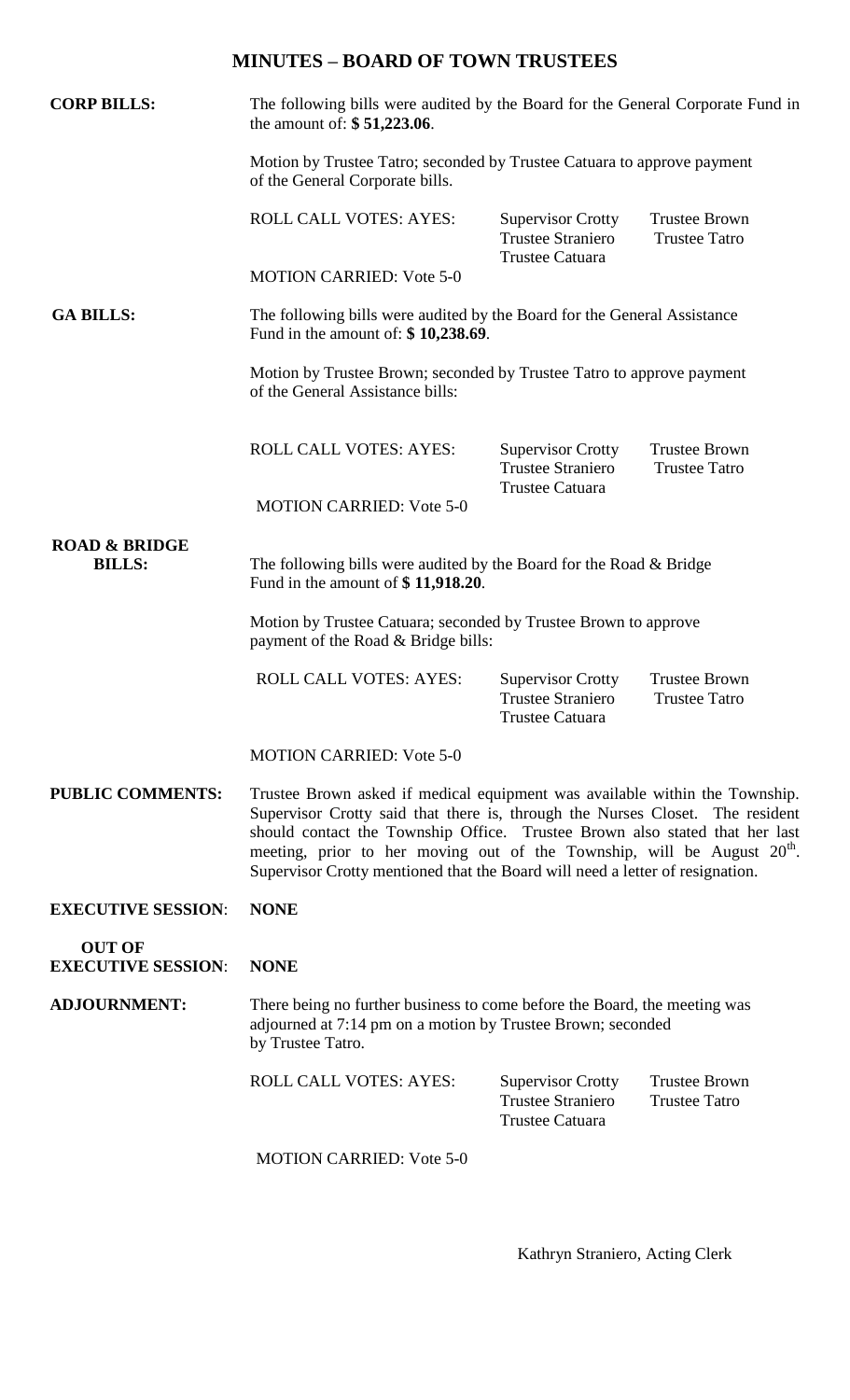# MINUTES – BOARD OF TOWN TRUSTEES

**CORP BILLS:** The following bills were audited by the Board for the General Corporate Fund in the amount of: **$ 51,223.06**.

Motion by Trustee Tatro; seconded by Trustee Catuara to approve payment of the General Corporate bills.

ROLL CALL VOTES: AYES: Supervisor Crotty, Trustee Straniero, Trustee Catuara, Trustee Brown, Trustee Tatro

MOTION CARRIED: Vote 5-0

**GA BILLS:** The following bills were audited by the Board for the General Assistance Fund in the amount of: **$ 10,238.69**.

Motion by Trustee Brown; seconded by Trustee Tatro to approve payment of the General Assistance bills:

ROLL CALL VOTES: AYES: Supervisor Crotty, Trustee Straniero, Trustee Catuara, Trustee Brown, Trustee Tatro

MOTION CARRIED: Vote 5-0

**ROAD & BRIDGE BILLS:** The following bills were audited by the Board for the Road & Bridge Fund in the amount of **$ 11,918.20**.

Motion by Trustee Catuara; seconded by Trustee Brown to approve payment of the Road & Bridge bills:

ROLL CALL VOTES: AYES: Supervisor Crotty, Trustee Straniero, Trustee Catuara, Trustee Brown, Trustee Tatro

MOTION CARRIED: Vote 5-0

**PUBLIC COMMENTS:** Trustee Brown asked if medical equipment was available within the Township. Supervisor Crotty said that there is, through the Nurses Closet. The resident should contact the Township Office. Trustee Brown also stated that her last meeting, prior to her moving out of the Township, will be August 20th. Supervisor Crotty mentioned that the Board will need a letter of resignation.

**EXECUTIVE SESSION:** **NONE**

**OUT OF EXECUTIVE SESSION:** **NONE**

**ADJOURNMENT:** There being no further business to come before the Board, the meeting was adjourned at 7:14 pm on a motion by Trustee Brown; seconded by Trustee Tatro.

ROLL CALL VOTES: AYES: Supervisor Crotty, Trustee Straniero, Trustee Catuara, Trustee Brown, Trustee Tatro

MOTION CARRIED: Vote 5-0

Kathryn Straniero, Acting Clerk